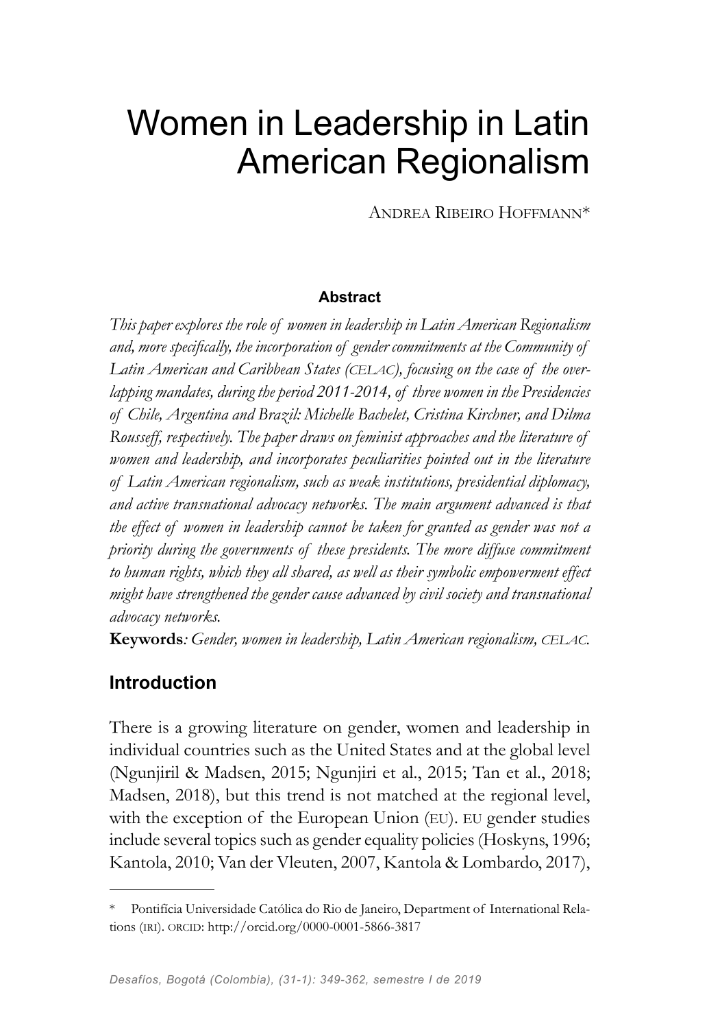# Women in Leadership in Latin American Regionalism

Andrea Ribeiro Hoffmann*

### Abstract

*This paper explores the role of women in leadership in Latin American Regionalism and, more specifically, the incorporation of gender commitments at the Community of Latin American and Caribbean States (CELAC), focusing on the case of the overlapping mandates, during the period 2011-2014, of three women in the Presidencies of Chile, Argentina and Brazil: Michelle Bachelet, Cristina Kirchner, and Dilma Rousseff, respectively. The paper draws on feminist approaches and the literature of women and leadership, and incorporates peculiarities pointed out in the literature of Latin American regionalism, such as weak institutions, presidential diplomacy, and active transnational advocacy networks. The main argument advanced is that the effect of women in leadership cannot be taken for granted as gender was not a priority during the governments of these presidents. The more diffuse commitment to human rights, which they all shared, as well as their symbolic empowerment effect might have strengthened the gender cause advanced by civil society and transnational advocacy networks.*

**Keywords**: *Gender, women in leadership, Latin American regionalism, CELAC.*

## Introduction

There is a growing literature on gender, women and leadership in individual countries such as the United States and at the global level (Ngunjiril & Madsen, 2015; Ngunjiri et al., 2015; Tan et al., 2018; Madsen, 2018), but this trend is not matched at the regional level, with the exception of the European Union (EU). EU gender studies include several topics such as gender equality policies (Hoskyns, 1996; Kantola, 2010; Van der Vleuten, 2007, Kantola & Lombardo, 2017),

---

\* Pontifícia Universidade Católica do Rio de Janeiro, Department of International Relations (IRI). ORCID: http://orcid.org/0000-0001-5866-3817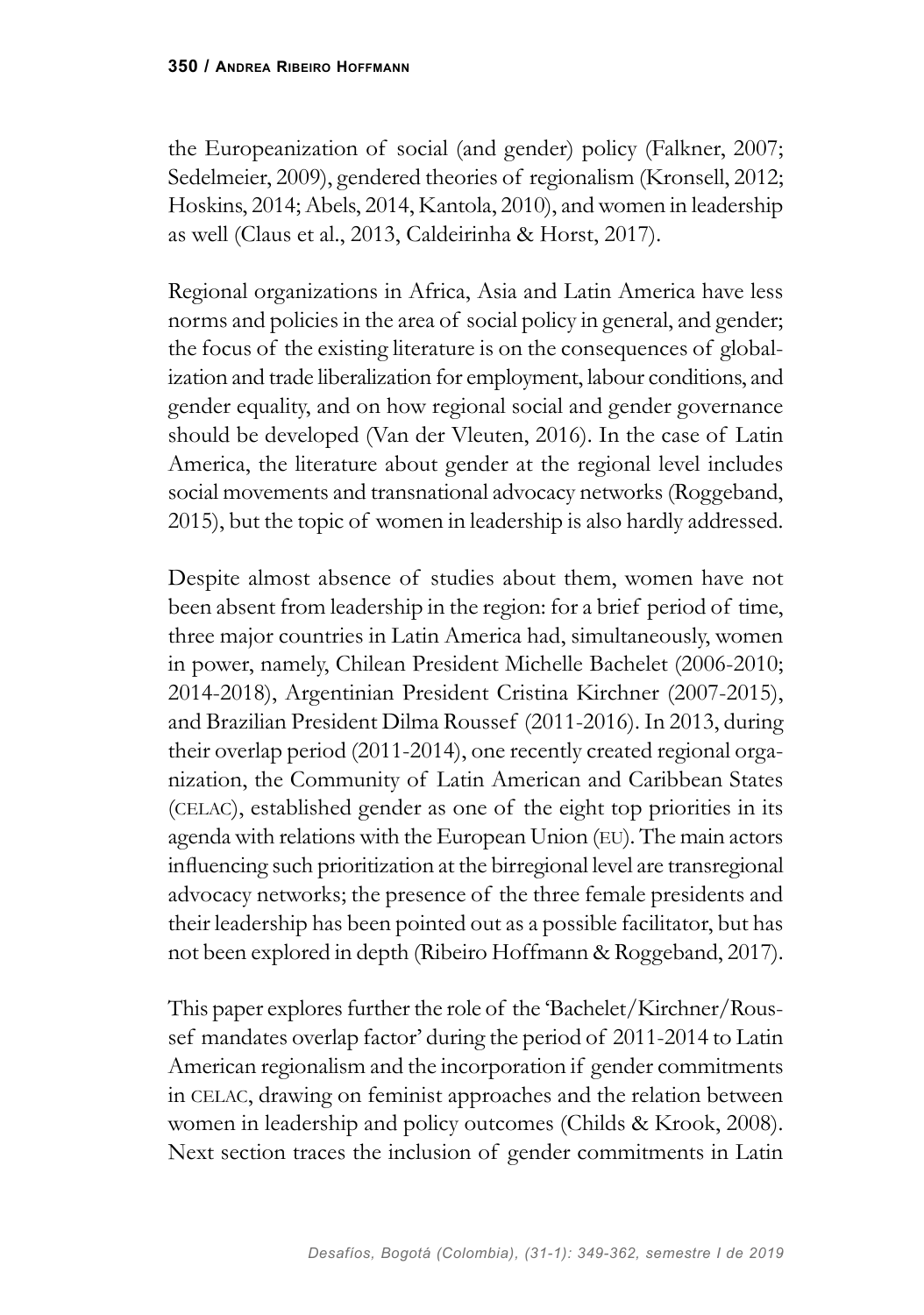the Europeanization of social (and gender) policy (Falkner, 2007; Sedelmeier, 2009), gendered theories of regionalism (Kronsell, 2012; Hoskins, 2014; Abels, 2014, Kantola, 2010), and women in leadership as well (Claus et al., 2013, Caldeirinha & Horst, 2017).

Regional organizations in Africa, Asia and Latin America have less norms and policies in the area of social policy in general, and gender; the focus of the existing literature is on the consequences of globalization and trade liberalization for employment, labour conditions, and gender equality, and on how regional social and gender governance should be developed (Van der Vleuten, 2016). In the case of Latin America, the literature about gender at the regional level includes social movements and transnational advocacy networks (Roggeband, 2015), but the topic of women in leadership is also hardly addressed.

Despite almost absence of studies about them, women have not been absent from leadership in the region: for a brief period of time, three major countries in Latin America had, simultaneously, women in power, namely, Chilean President Michelle Bachelet (2006-2010; 2014-2018), Argentinian President Cristina Kirchner (2007-2015), and Brazilian President Dilma Roussef (2011-2016). In 2013, during their overlap period (2011-2014), one recently created regional organization, the Community of Latin American and Caribbean States (CELAC), established gender as one of the eight top priorities in its agenda with relations with the European Union (EU). The main actors influencing such prioritization at the birregional level are transregional advocacy networks; the presence of the three female presidents and their leadership has been pointed out as a possible facilitator, but has not been explored in depth (Ribeiro Hoffmann & Roggeband, 2017).

This paper explores further the role of the 'Bachelet/Kirchner/Roussef mandates overlap factor' during the period of 2011-2014 to Latin American regionalism and the incorporation if gender commitments in CELAC, drawing on feminist approaches and the relation between women in leadership and policy outcomes (Childs & Krook, 2008). Next section traces the inclusion of gender commitments in Latin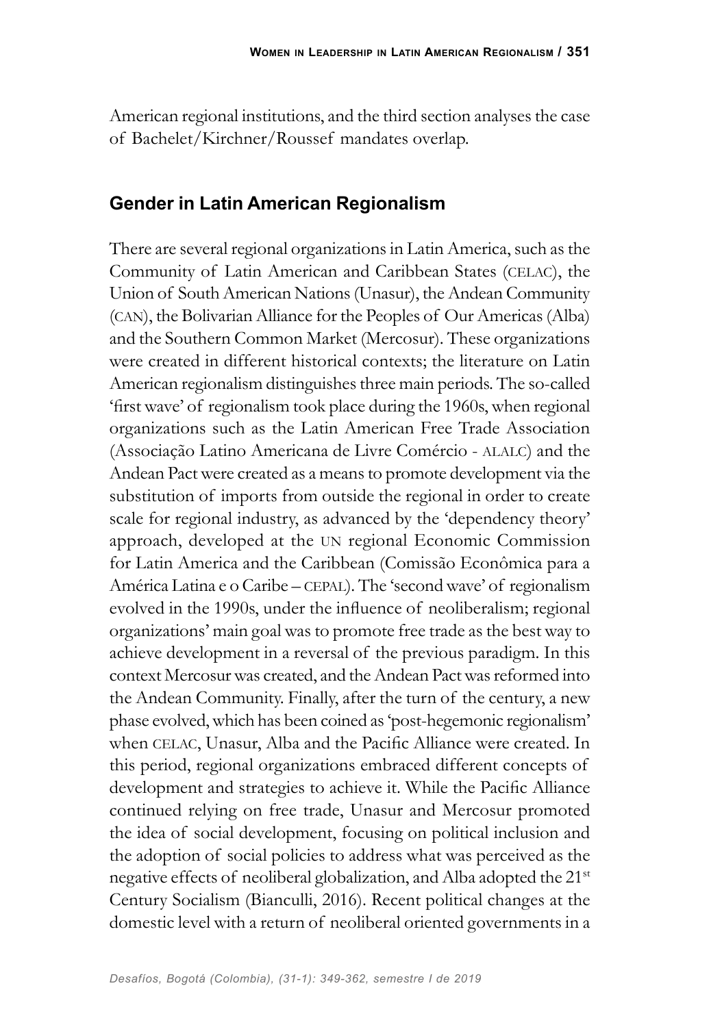American regional institutions, and the third section analyses the case of Bachelet/Kirchner/Roussef mandates overlap.

## Gender in Latin American Regionalism

There are several regional organizations in Latin America, such as the Community of Latin American and Caribbean States (CELAC), the Union of South American Nations (Unasur), the Andean Community (CAN), the Bolivarian Alliance for the Peoples of Our Americas (Alba) and the Southern Common Market (Mercosur). These organizations were created in different historical contexts; the literature on Latin American regionalism distinguishes three main periods. The so-called 'first wave' of regionalism took place during the 1960s, when regional organizations such as the Latin American Free Trade Association (Associação Latino Americana de Livre Comércio - ALALC) and the Andean Pact were created as a means to promote development via the substitution of imports from outside the regional in order to create scale for regional industry, as advanced by the 'dependency theory' approach, developed at the UN regional Economic Commission for Latin America and the Caribbean (Comissão Econômica para a América Latina e o Caribe – CEPAL). The 'second wave' of regionalism evolved in the 1990s, under the influence of neoliberalism; regional organizations' main goal was to promote free trade as the best way to achieve development in a reversal of the previous paradigm. In this context Mercosur was created, and the Andean Pact was reformed into the Andean Community. Finally, after the turn of the century, a new phase evolved, which has been coined as 'post-hegemonic regionalism' when CELAC, Unasur, Alba and the Pacific Alliance were created. In this period, regional organizations embraced different concepts of development and strategies to achieve it. While the Pacific Alliance continued relying on free trade, Unasur and Mercosur promoted the idea of social development, focusing on political inclusion and the adoption of social policies to address what was perceived as the negative effects of neoliberal globalization, and Alba adopted the 21st Century Socialism (Bianculli, 2016). Recent political changes at the domestic level with a return of neoliberal oriented governments in a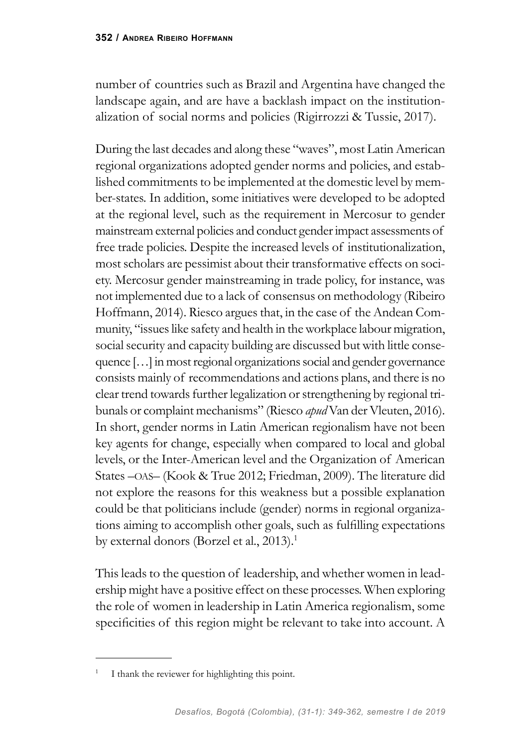number of countries such as Brazil and Argentina have changed the landscape again, and are have a backlash impact on the institutionalization of social norms and policies (Rigirrozzi & Tussie, 2017).

During the last decades and along these "waves", most Latin American regional organizations adopted gender norms and policies, and established commitments to be implemented at the domestic level by member-states. In addition, some initiatives were developed to be adopted at the regional level, such as the requirement in Mercosur to gender mainstream external policies and conduct gender impact assessments of free trade policies. Despite the increased levels of institutionalization, most scholars are pessimist about their transformative effects on society. Mercosur gender mainstreaming in trade policy, for instance, was not implemented due to a lack of consensus on methodology (Ribeiro Hoffmann, 2014). Riesco argues that, in the case of the Andean Community, "issues like safety and health in the workplace labour migration, social security and capacity building are discussed but with little consequence […] in most regional organizations social and gender governance consists mainly of recommendations and actions plans, and there is no clear trend towards further legalization or strengthening by regional tribunals or complaint mechanisms" (Riesco *apud* Van der Vleuten, 2016). In short, gender norms in Latin American regionalism have not been key agents for change, especially when compared to local and global levels, or the Inter-American level and the Organization of American States –OAS– (Kook & True 2012; Friedman, 2009). The literature did not explore the reasons for this weakness but a possible explanation could be that politicians include (gender) norms in regional organizations aiming to accomplish other goals, such as fulfilling expectations by external donors (Borzel et al., 2013).[1]

This leads to the question of leadership, and whether women in leadership might have a positive effect on these processes. When exploring the role of women in leadership in Latin America regionalism, some specificities of this region might be relevant to take into account. A

---

[1] I thank the reviewer for highlighting this point.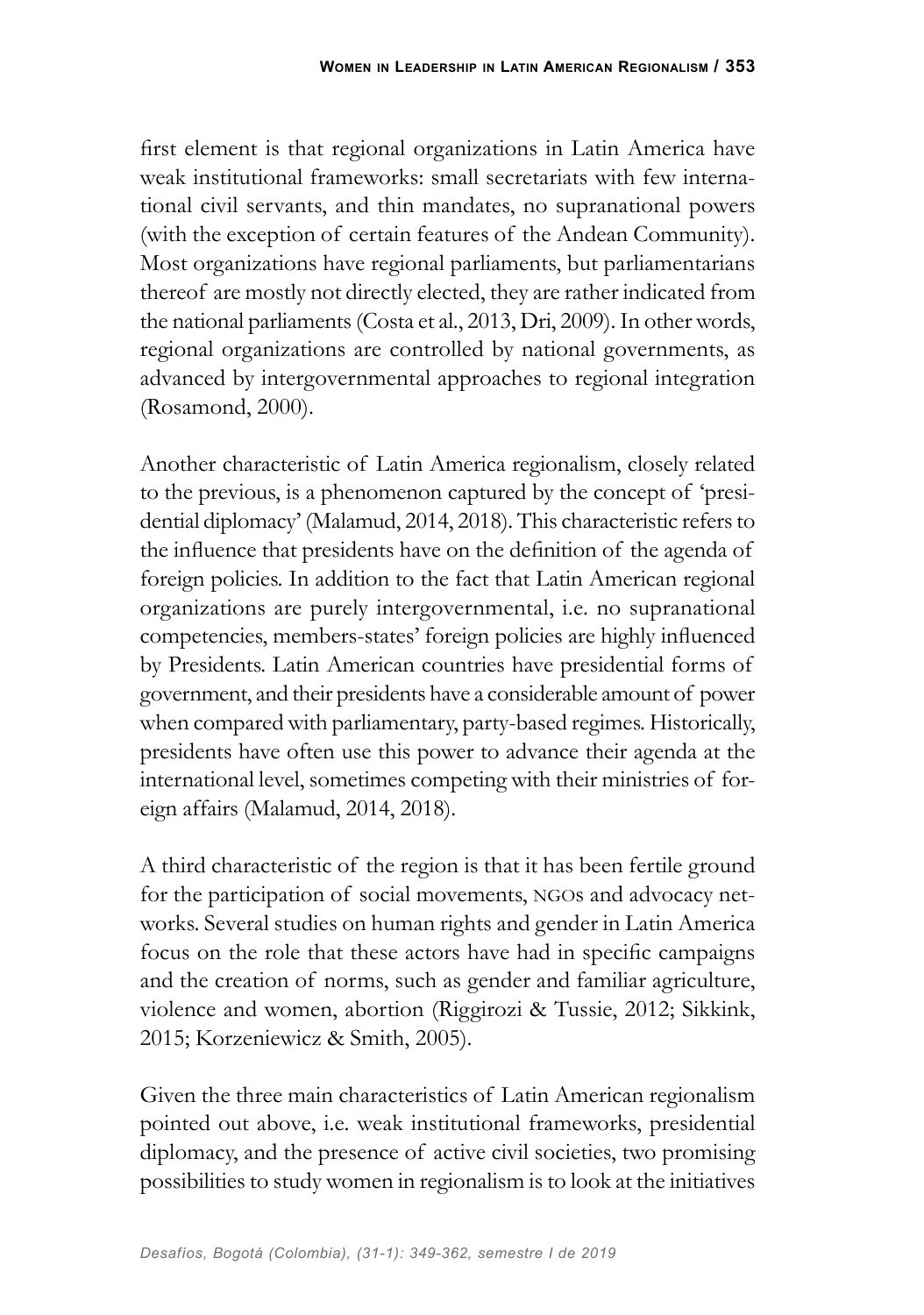first element is that regional organizations in Latin America have weak institutional frameworks: small secretariats with few international civil servants, and thin mandates, no supranational powers (with the exception of certain features of the Andean Community). Most organizations have regional parliaments, but parliamentarians thereof are mostly not directly elected, they are rather indicated from the national parliaments (Costa et al., 2013, Dri, 2009). In other words, regional organizations are controlled by national governments, as advanced by intergovernmental approaches to regional integration (Rosamond, 2000).

Another characteristic of Latin America regionalism, closely related to the previous, is a phenomenon captured by the concept of 'presidential diplomacy' (Malamud, 2014, 2018). This characteristic refers to the influence that presidents have on the definition of the agenda of foreign policies. In addition to the fact that Latin American regional organizations are purely intergovernmental, i.e. no supranational competencies, members-states' foreign policies are highly influenced by Presidents. Latin American countries have presidential forms of government, and their presidents have a considerable amount of power when compared with parliamentary, party-based regimes. Historically, presidents have often use this power to advance their agenda at the international level, sometimes competing with their ministries of foreign affairs (Malamud, 2014, 2018).

A third characteristic of the region is that it has been fertile ground for the participation of social movements, NGOs and advocacy networks. Several studies on human rights and gender in Latin America focus on the role that these actors have had in specific campaigns and the creation of norms, such as gender and familiar agriculture, violence and women, abortion (Riggirozi & Tussie, 2012; Sikkink, 2015; Korzeniewicz & Smith, 2005).

Given the three main characteristics of Latin American regionalism pointed out above, i.e. weak institutional frameworks, presidential diplomacy, and the presence of active civil societies, two promising possibilities to study women in regionalism is to look at the initiatives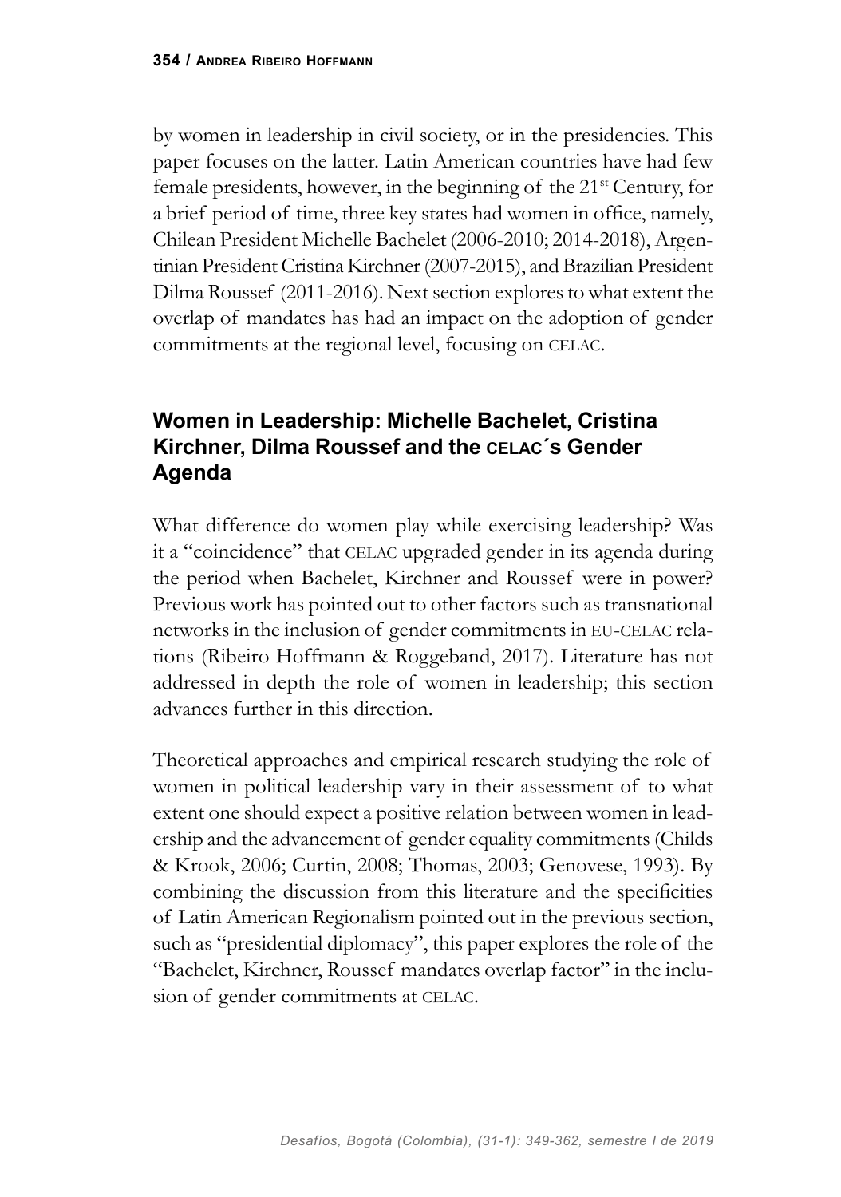by women in leadership in civil society, or in the presidencies. This paper focuses on the latter. Latin American countries have had few female presidents, however, in the beginning of the 21st Century, for a brief period of time, three key states had women in office, namely, Chilean President Michelle Bachelet (2006-2010; 2014-2018), Argentinian President Cristina Kirchner (2007-2015), and Brazilian President Dilma Roussef (2011-2016). Next section explores to what extent the overlap of mandates has had an impact on the adoption of gender commitments at the regional level, focusing on CELAC.

## Women in Leadership: Michelle Bachelet, Cristina Kirchner, Dilma Roussef and the CELAC´s Gender Agenda

What difference do women play while exercising leadership? Was it a "coincidence" that CELAC upgraded gender in its agenda during the period when Bachelet, Kirchner and Roussef were in power? Previous work has pointed out to other factors such as transnational networks in the inclusion of gender commitments in EU-CELAC relations (Ribeiro Hoffmann & Roggeband, 2017). Literature has not addressed in depth the role of women in leadership; this section advances further in this direction.

Theoretical approaches and empirical research studying the role of women in political leadership vary in their assessment of to what extent one should expect a positive relation between women in leadership and the advancement of gender equality commitments (Childs & Krook, 2006; Curtin, 2008; Thomas, 2003; Genovese, 1993). By combining the discussion from this literature and the specificities of Latin American Regionalism pointed out in the previous section, such as "presidential diplomacy", this paper explores the role of the "Bachelet, Kirchner, Roussef mandates overlap factor" in the inclusion of gender commitments at CELAC.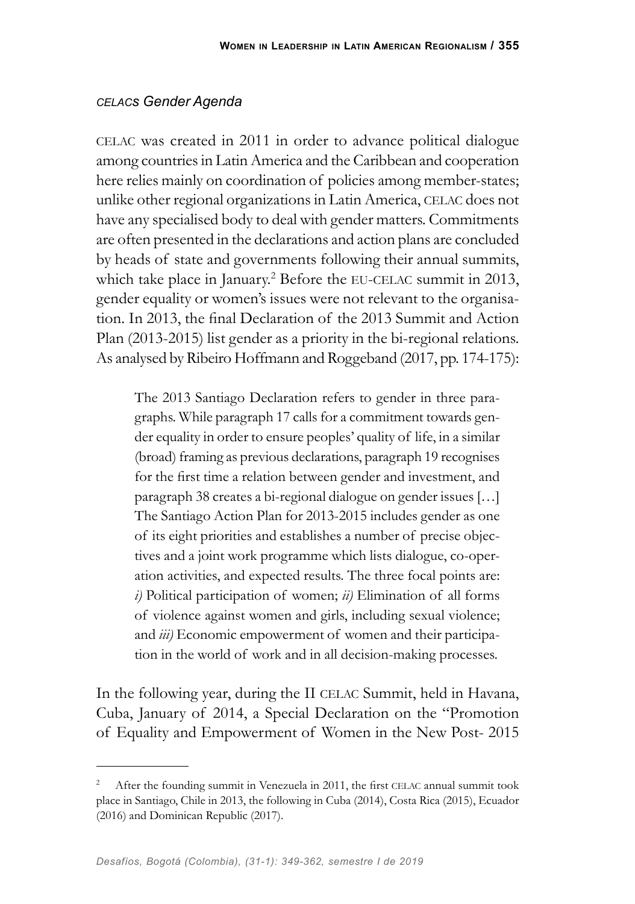### *CELACs Gender Agenda*

CELAC was created in 2011 in order to advance political dialogue among countries in Latin America and the Caribbean and cooperation here relies mainly on coordination of policies among member-states; unlike other regional organizations in Latin America, CELAC does not have any specialised body to deal with gender matters. Commitments are often presented in the declarations and action plans are concluded by heads of state and governments following their annual summits, which take place in January.[2] Before the EU-CELAC summit in 2013, gender equality or women's issues were not relevant to the organisation. In 2013, the final Declaration of the 2013 Summit and Action Plan (2013-2015) list gender as a priority in the bi-regional relations. As analysed by Ribeiro Hoffmann and Roggeband (2017, pp. 174-175):

> The 2013 Santiago Declaration refers to gender in three paragraphs. While paragraph 17 calls for a commitment towards gender equality in order to ensure peoples' quality of life, in a similar (broad) framing as previous declarations, paragraph 19 recognises for the first time a relation between gender and investment, and paragraph 38 creates a bi-regional dialogue on gender issues […] The Santiago Action Plan for 2013-2015 includes gender as one of its eight priorities and establishes a number of precise objectives and a joint work programme which lists dialogue, co-operation activities, and expected results. The three focal points are: *i)* Political participation of women; *ii)* Elimination of all forms of violence against women and girls, including sexual violence; and *iii)* Economic empowerment of women and their participation in the world of work and in all decision-making processes.

In the following year, during the II CELAC Summit, held in Havana, Cuba, January of 2014, a Special Declaration on the "Promotion of Equality and Empowerment of Women in the New Post- 2015

---

[2] After the founding summit in Venezuela in 2011, the first CELAC annual summit took place in Santiago, Chile in 2013, the following in Cuba (2014), Costa Rica (2015), Ecuador (2016) and Dominican Republic (2017).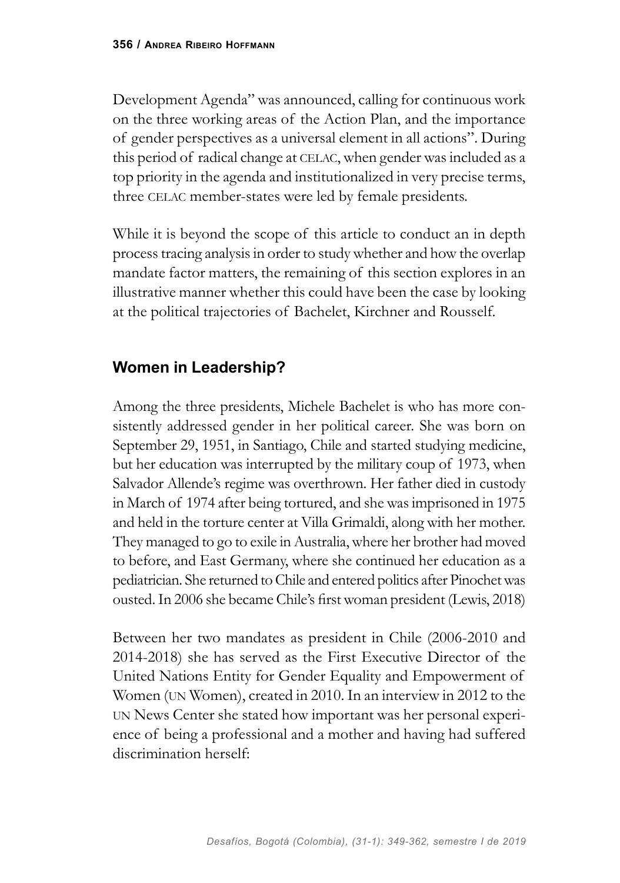Development Agenda" was announced, calling for continuous work on the three working areas of the Action Plan, and the importance of gender perspectives as a universal element in all actions". During this period of radical change at CELAC, when gender was included as a top priority in the agenda and institutionalized in very precise terms, three CELAC member-states were led by female presidents.

While it is beyond the scope of this article to conduct an in depth process tracing analysis in order to study whether and how the overlap mandate factor matters, the remaining of this section explores in an illustrative manner whether this could have been the case by looking at the political trajectories of Bachelet, Kirchner and Rousself.

## Women in Leadership?

Among the three presidents, Michele Bachelet is who has more consistently addressed gender in her political career. She was born on September 29, 1951, in Santiago, Chile and started studying medicine, but her education was interrupted by the military coup of 1973, when Salvador Allende's regime was overthrown. Her father died in custody in March of 1974 after being tortured, and she was imprisoned in 1975 and held in the torture center at Villa Grimaldi, along with her mother. They managed to go to exile in Australia, where her brother had moved to before, and East Germany, where she continued her education as a pediatrician. She returned to Chile and entered politics after Pinochet was ousted. In 2006 she became Chile's first woman president (Lewis, 2018)

Between her two mandates as president in Chile (2006-2010 and 2014-2018) she has served as the First Executive Director of the United Nations Entity for Gender Equality and Empowerment of Women (UN Women), created in 2010. In an interview in 2012 to the UN News Center she stated how important was her personal experience of being a professional and a mother and having had suffered discrimination herself: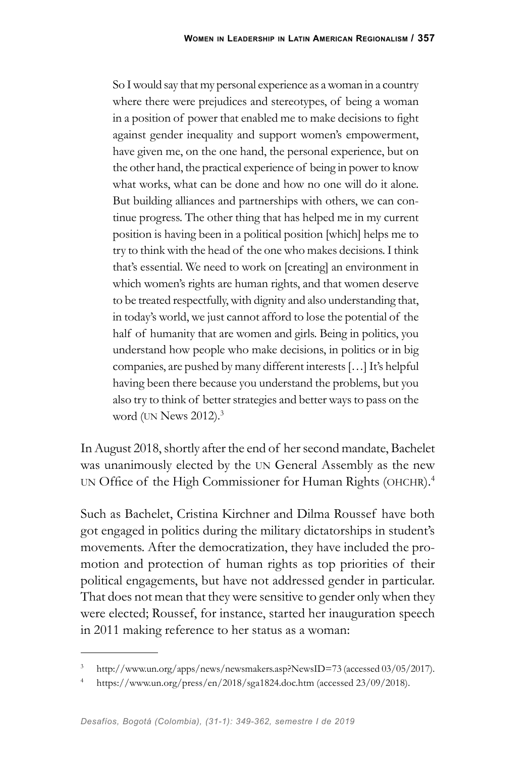> So I would say that my personal experience as a woman in a country where there were prejudices and stereotypes, of being a woman in a position of power that enabled me to make decisions to fight against gender inequality and support women's empowerment, have given me, on the one hand, the personal experience, but on the other hand, the practical experience of being in power to know what works, what can be done and how no one will do it alone. But building alliances and partnerships with others, we can continue progress. The other thing that has helped me in my current position is having been in a political position [which] helps me to try to think with the head of the one who makes decisions. I think that's essential. We need to work on [creating] an environment in which women's rights are human rights, and that women deserve to be treated respectfully, with dignity and also understanding that, in today's world, we just cannot afford to lose the potential of the half of humanity that are women and girls. Being in politics, you understand how people who make decisions, in politics or in big companies, are pushed by many different interests […] It's helpful having been there because you understand the problems, but you also try to think of better strategies and better ways to pass on the word (UN News 2012).[3]

In August 2018, shortly after the end of her second mandate, Bachelet was unanimously elected by the UN General Assembly as the new UN Office of the High Commissioner for Human Rights (OHCHR).[4]

Such as Bachelet, Cristina Kirchner and Dilma Roussef have both got engaged in politics during the military dictatorships in student's movements. After the democratization, they have included the promotion and protection of human rights as top priorities of their political engagements, but have not addressed gender in particular. That does not mean that they were sensitive to gender only when they were elected; Roussef, for instance, started her inauguration speech in 2011 making reference to her status as a woman:

---

[3] http://www.un.org/apps/news/newsmakers.asp?NewsID=73 (accessed 03/05/2017).

[4] https://www.un.org/press/en/2018/sga1824.doc.htm (accessed 23/09/2018).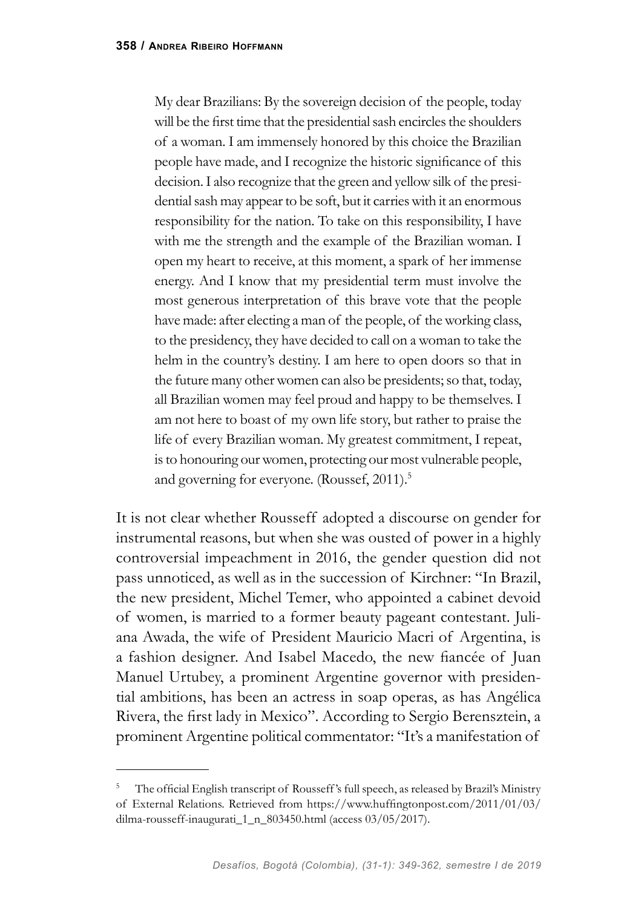> My dear Brazilians: By the sovereign decision of the people, today will be the first time that the presidential sash encircles the shoulders of a woman. I am immensely honored by this choice the Brazilian people have made, and I recognize the historic significance of this decision. I also recognize that the green and yellow silk of the presidential sash may appear to be soft, but it carries with it an enormous responsibility for the nation. To take on this responsibility, I have with me the strength and the example of the Brazilian woman. I open my heart to receive, at this moment, a spark of her immense energy. And I know that my presidential term must involve the most generous interpretation of this brave vote that the people have made: after electing a man of the people, of the working class, to the presidency, they have decided to call on a woman to take the helm in the country's destiny. I am here to open doors so that in the future many other women can also be presidents; so that, today, all Brazilian women may feel proud and happy to be themselves. I am not here to boast of my own life story, but rather to praise the life of every Brazilian woman. My greatest commitment, I repeat, is to honouring our women, protecting our most vulnerable people, and governing for everyone. (Roussef, 2011).[5]

It is not clear whether Rousseff adopted a discourse on gender for instrumental reasons, but when she was ousted of power in a highly controversial impeachment in 2016, the gender question did not pass unnoticed, as well as in the succession of Kirchner: "In Brazil, the new president, Michel Temer, who appointed a cabinet devoid of women, is married to a former beauty pageant contestant. Juliana Awada, the wife of President Mauricio Macri of Argentina, is a fashion designer. And Isabel Macedo, the new fiancée of Juan Manuel Urtubey, a prominent Argentine governor with presidential ambitions, has been an actress in soap operas, as has Angélica Rivera, the first lady in Mexico". According to Sergio Berensztein, a prominent Argentine political commentator: "It's a manifestation of

---

[5] The official English transcript of Rousseff's full speech, as released by Brazil's Ministry of External Relations. Retrieved from https://www.huffingtonpost.com/2011/01/03/dilma-rousseff-inaugurati_1_n_803450.html (access 03/05/2017).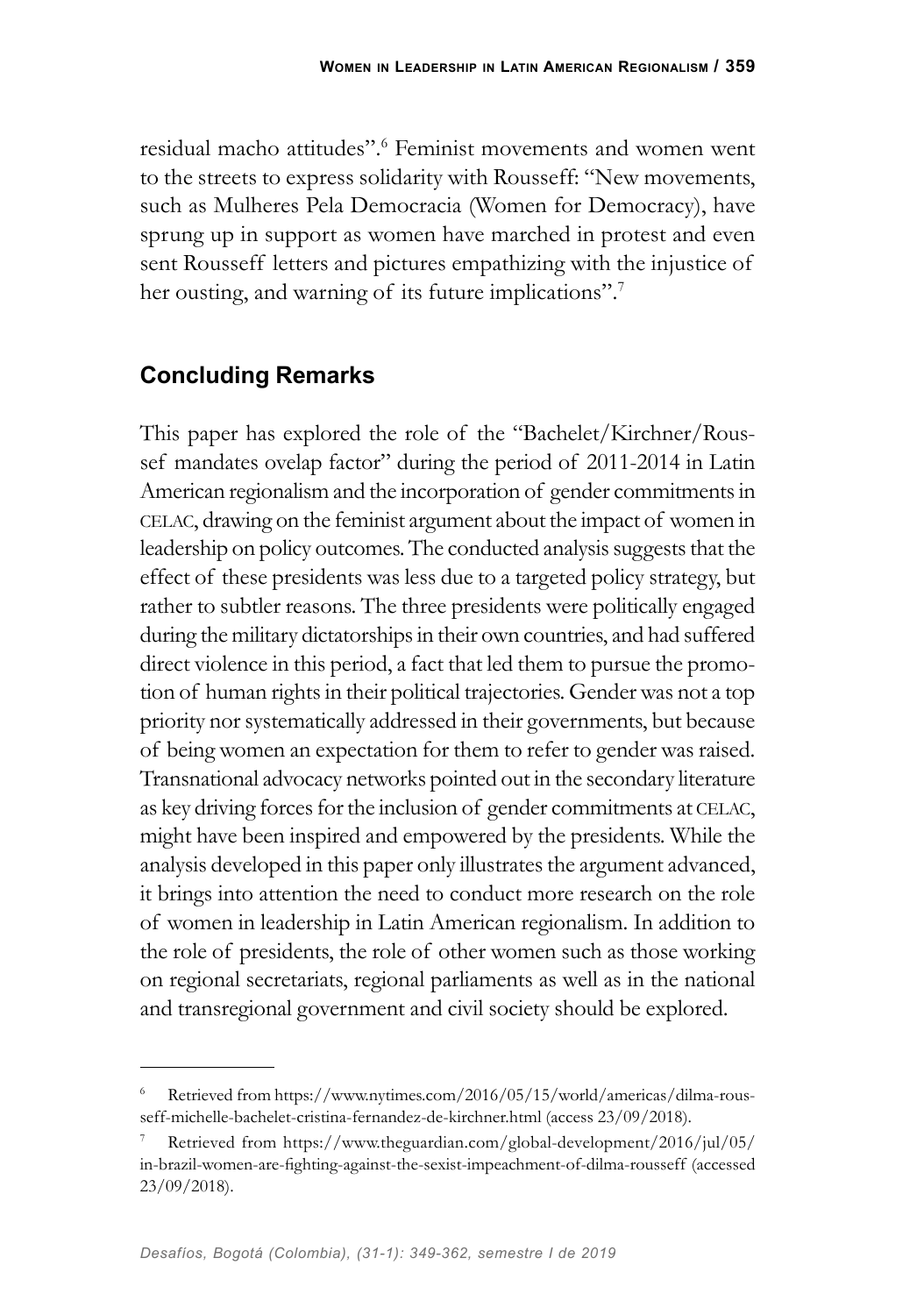residual macho attitudes".[6] Feminist movements and women went to the streets to express solidarity with Rousseff: "New movements, such as Mulheres Pela Democracia (Women for Democracy), have sprung up in support as women have marched in protest and even sent Rousseff letters and pictures empathizing with the injustice of her ousting, and warning of its future implications".[7]

## Concluding Remarks

This paper has explored the role of the "Bachelet/Kirchner/Roussef mandates ovelap factor" during the period of 2011-2014 in Latin American regionalism and the incorporation of gender commitments in CELAC, drawing on the feminist argument about the impact of women in leadership on policy outcomes. The conducted analysis suggests that the effect of these presidents was less due to a targeted policy strategy, but rather to subtler reasons. The three presidents were politically engaged during the military dictatorships in their own countries, and had suffered direct violence in this period, a fact that led them to pursue the promotion of human rights in their political trajectories. Gender was not a top priority nor systematically addressed in their governments, but because of being women an expectation for them to refer to gender was raised. Transnational advocacy networks pointed out in the secondary literature as key driving forces for the inclusion of gender commitments at CELAC, might have been inspired and empowered by the presidents. While the analysis developed in this paper only illustrates the argument advanced, it brings into attention the need to conduct more research on the role of women in leadership in Latin American regionalism. In addition to the role of presidents, the role of other women such as those working on regional secretariats, regional parliaments as well as in the national and transregional government and civil society should be explored.

---

[6] Retrieved from https://www.nytimes.com/2016/05/15/world/americas/dilma-rousseff-michelle-bachelet-cristina-fernandez-de-kirchner.html (access 23/09/2018).

[7] Retrieved from https://www.theguardian.com/global-development/2016/jul/05/in-brazil-women-are-fighting-against-the-sexist-impeachment-of-dilma-rousseff (accessed 23/09/2018).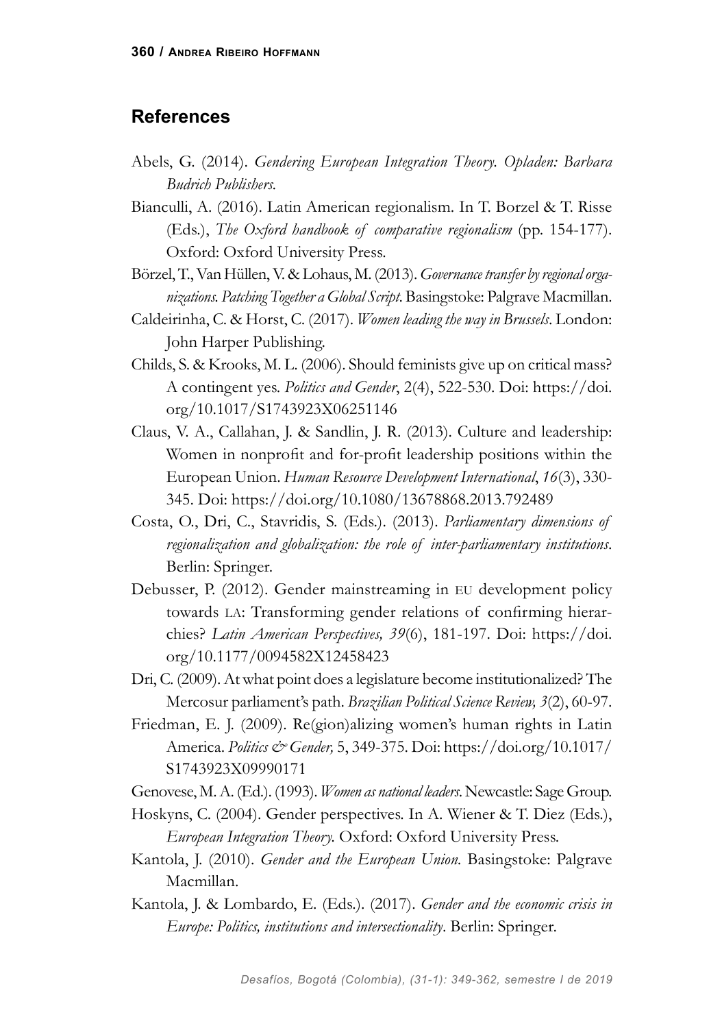## References

Abels, G. (2014). *Gendering European Integration Theory. Opladen: Barbara Budrich Publishers.*

Bianculli, A. (2016). Latin American regionalism. In T. Borzel & T. Risse (Eds.), *The Oxford handbook of comparative regionalism* (pp. 154-177). Oxford: Oxford University Press.

Börzel, T., Van Hüllen, V. & Lohaus, M. (2013). *Governance transfer by regional organizations. Patching Together a Global Script*. Basingstoke: Palgrave Macmillan.

Caldeirinha, C. & Horst, C. (2017). *Women leading the way in Brussels*. London: John Harper Publishing.

Childs, S. & Krooks, M. L. (2006). Should feminists give up on critical mass? A contingent yes. *Politics and Gender*, 2(4), 522-530. Doi: https://doi.org/10.1017/S1743923X06251146

Claus, V. A., Callahan, J. & Sandlin, J. R. (2013). Culture and leadership: Women in nonprofit and for-profit leadership positions within the European Union. *Human Resource Development International*, *16*(3), 330-345. Doi: https://doi.org/10.1080/13678868.2013.792489

Costa, O., Dri, C., Stavridis, S. (Eds.). (2013). *Parliamentary dimensions of regionalization and globalization: the role of inter-parliamentary institutions*. Berlin: Springer.

Debusser, P. (2012). Gender mainstreaming in EU development policy towards LA: Transforming gender relations of confirming hierarchies? *Latin American Perspectives, 39*(6), 181-197. Doi: https://doi.org/10.1177/0094582X12458423

Dri, C. (2009). At what point does a legislature become institutionalized? The Mercosur parliament's path. *Brazilian Political Science Review, 3*(2), 60-97.

Friedman, E. J. (2009). Re(gion)alizing women's human rights in Latin America. *Politics & Gender,* 5, 349-375. Doi: https://doi.org/10.1017/S1743923X09990171

Genovese, M. A. (Ed.). (1993). *Women as national leaders*. Newcastle: Sage Group.

Hoskyns, C. (2004). Gender perspectives. In A. Wiener & T. Diez (Eds.), *European Integration Theory.* Oxford: Oxford University Press.

Kantola, J. (2010). *Gender and the European Union*. Basingstoke: Palgrave Macmillan.

Kantola, J. & Lombardo, E. (Eds.). (2017). *Gender and the economic crisis in Europe: Politics, institutions and intersectionality*. Berlin: Springer.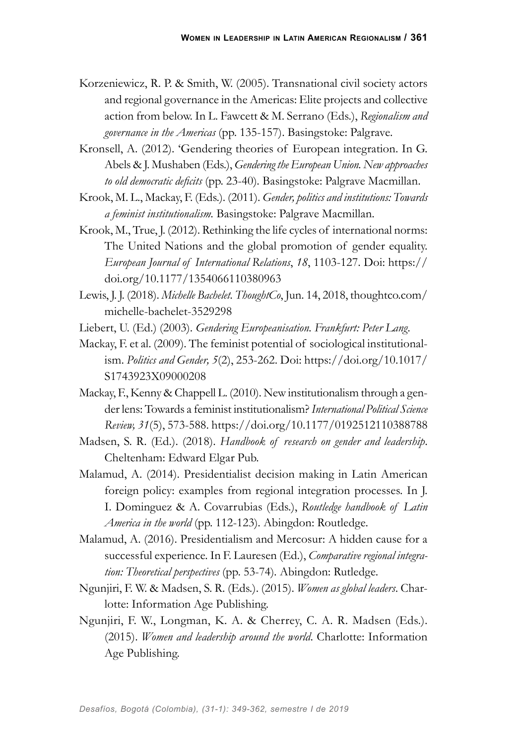Korzeniewicz, R. P. & Smith, W. (2005). Transnational civil society actors and regional governance in the Americas: Elite projects and collective action from below. In L. Fawcett & M. Serrano (Eds.), *Regionalism and governance in the Americas* (pp. 135-157). Basingstoke: Palgrave.

Kronsell, A. (2012). 'Gendering theories of European integration. In G. Abels & J. Mushaben (Eds.), *Gendering the European Union. New approaches to old democratic deficits* (pp. 23-40). Basingstoke: Palgrave Macmillan.

Krook, M. L., Mackay, F. (Eds.). (2011). *Gender, politics and institutions: Towards a feminist institutionalism.* Basingstoke: Palgrave Macmillan.

Krook, M., True, J. (2012). Rethinking the life cycles of international norms: The United Nations and the global promotion of gender equality. *European Journal of International Relations*, *18*, 1103-127. Doi: https://doi.org/10.1177/1354066110380963

Lewis, J. J. (2018). *Michelle Bachelet. ThoughtCo*, Jun. 14, 2018, thoughtco.com/michelle-bachelet-3529298

Liebert, U. (Ed.) (2003). *Gendering Europeanisation. Frankfurt: Peter Lang*.

Mackay, F. et al. (2009). The feminist potential of sociological institutionalism. *Politics and Gender, 5*(2), 253-262. Doi: https://doi.org/10.1017/S1743923X09000208

Mackay, F., Kenny & Chappell L. (2010). New institutionalism through a gender lens: Towards a feminist institutionalism? *International Political Science Review, 31*(5), 573-588. https://doi.org/10.1177/0192512110388788

Madsen, S. R. (Ed.). (2018). *Handbook of research on gender and leadership*. Cheltenham: Edward Elgar Pub.

Malamud, A. (2014). Presidentialist decision making in Latin American foreign policy: examples from regional integration processes. In J. I. Dominguez & A. Covarrubias (Eds.), *Routledge handbook of Latin America in the world* (pp. 112-123). Abingdon: Routledge.

Malamud, A. (2016). Presidentialism and Mercosur: A hidden cause for a successful experience. In F. Lauresen (Ed.), *Comparative regional integration: Theoretical perspectives* (pp. 53-74). Abingdon: Rutledge.

Ngunjiri, F. W. & Madsen, S. R. (Eds.). (2015). *Women as global leaders*. Charlotte: Information Age Publishing.

Ngunjiri, F. W., Longman, K. A. & Cherrey, C. A. R. Madsen (Eds.). (2015). *Women and leadership around the world*. Charlotte: Information Age Publishing.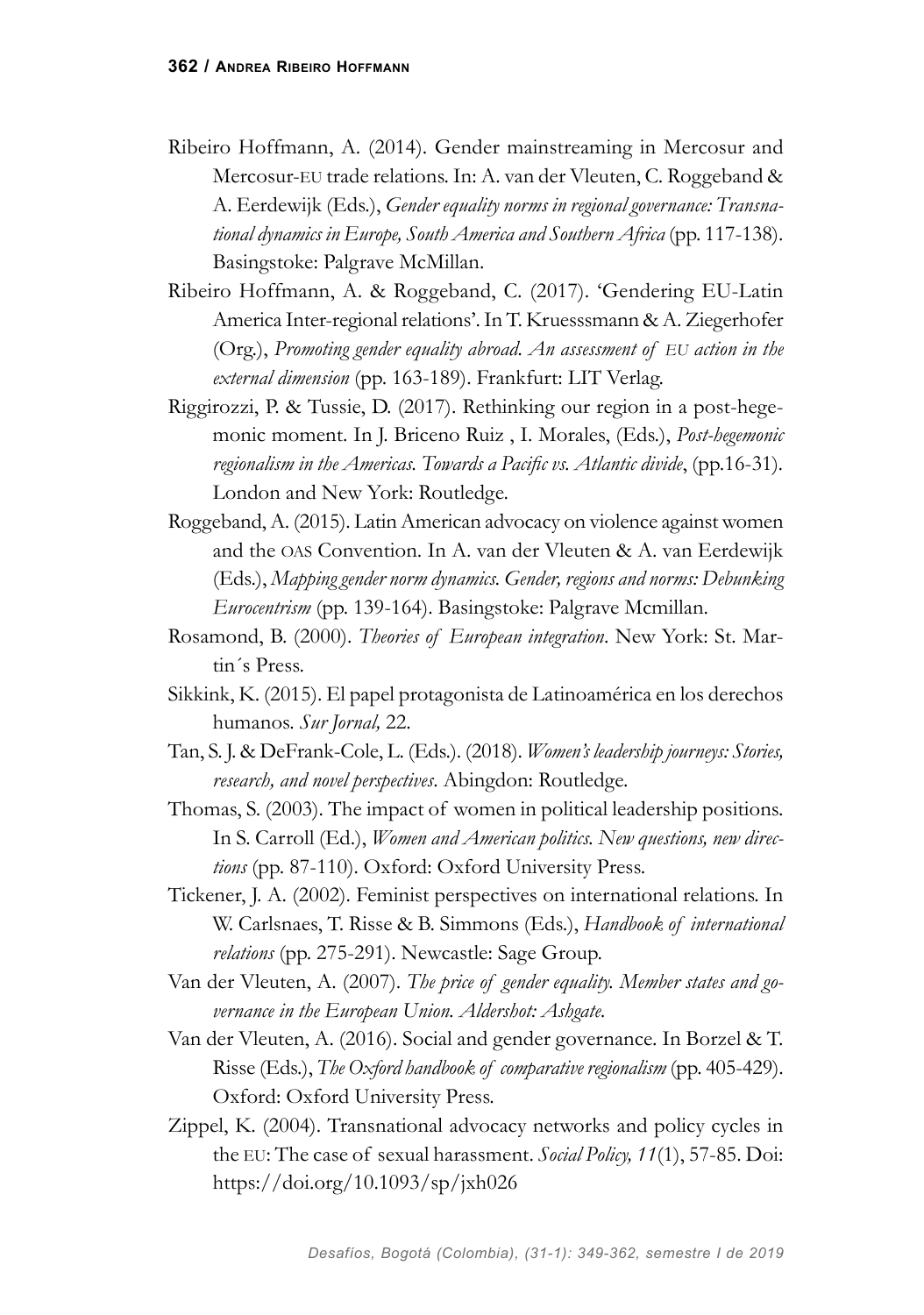Ribeiro Hoffmann, A. (2014). Gender mainstreaming in Mercosur and Mercosur-EU trade relations. In: A. van der Vleuten, C. Roggeband & A. Eerdewijk (Eds.), *Gender equality norms in regional governance: Transnational dynamics in Europe, South America and Southern Africa* (pp. 117-138). Basingstoke: Palgrave McMillan.

Ribeiro Hoffmann, A. & Roggeband, C. (2017). 'Gendering EU-Latin America Inter-regional relations'. In T. Kruesssmann & A. Ziegerhofer (Org.), *Promoting gender equality abroad. An assessment of EU action in the external dimension* (pp. 163-189). Frankfurt: LIT Verlag.

Riggirozzi, P. & Tussie, D. (2017). Rethinking our region in a post-hegemonic moment. In J. Briceno Ruiz , I. Morales, (Eds.), *Post-hegemonic regionalism in the Americas. Towards a Pacific vs. Atlantic divide*, (pp.16-31). London and New York: Routledge.

Roggeband, A. (2015). Latin American advocacy on violence against women and the OAS Convention. In A. van der Vleuten & A. van Eerdewijk (Eds.), *Mapping gender norm dynamics. Gender, regions and norms: Debunking Eurocentrism* (pp. 139-164). Basingstoke: Palgrave Mcmillan.

Rosamond, B. (2000). *Theories of European integration*. New York: St. Martin´s Press.

Sikkink, K. (2015). El papel protagonista de Latinoamérica en los derechos humanos. *Sur Jornal,* 22.

Tan, S. J. & DeFrank-Cole, L. (Eds.). (2018). *Women's leadership journeys: Stories, research, and novel perspectives*. Abingdon: Routledge.

Thomas, S. (2003). The impact of women in political leadership positions. In S. Carroll (Ed.), *Women and American politics. New questions, new directions* (pp. 87-110). Oxford: Oxford University Press.

Tickener, J. A. (2002). Feminist perspectives on international relations. In W. Carlsnaes, T. Risse & B. Simmons (Eds.), *Handbook of international relations* (pp. 275-291). Newcastle: Sage Group.

Van der Vleuten, A. (2007). *The price of gender equality. Member states and governance in the European Union. Aldershot: Ashgate.*

Van der Vleuten, A. (2016). Social and gender governance. In Borzel & T. Risse (Eds.), *The Oxford handbook of comparative regionalism* (pp. 405-429). Oxford: Oxford University Press.

Zippel, K. (2004). Transnational advocacy networks and policy cycles in the EU: The case of sexual harassment. *Social Policy, 11*(1), 57-85. Doi: https://doi.org/10.1093/sp/jxh026